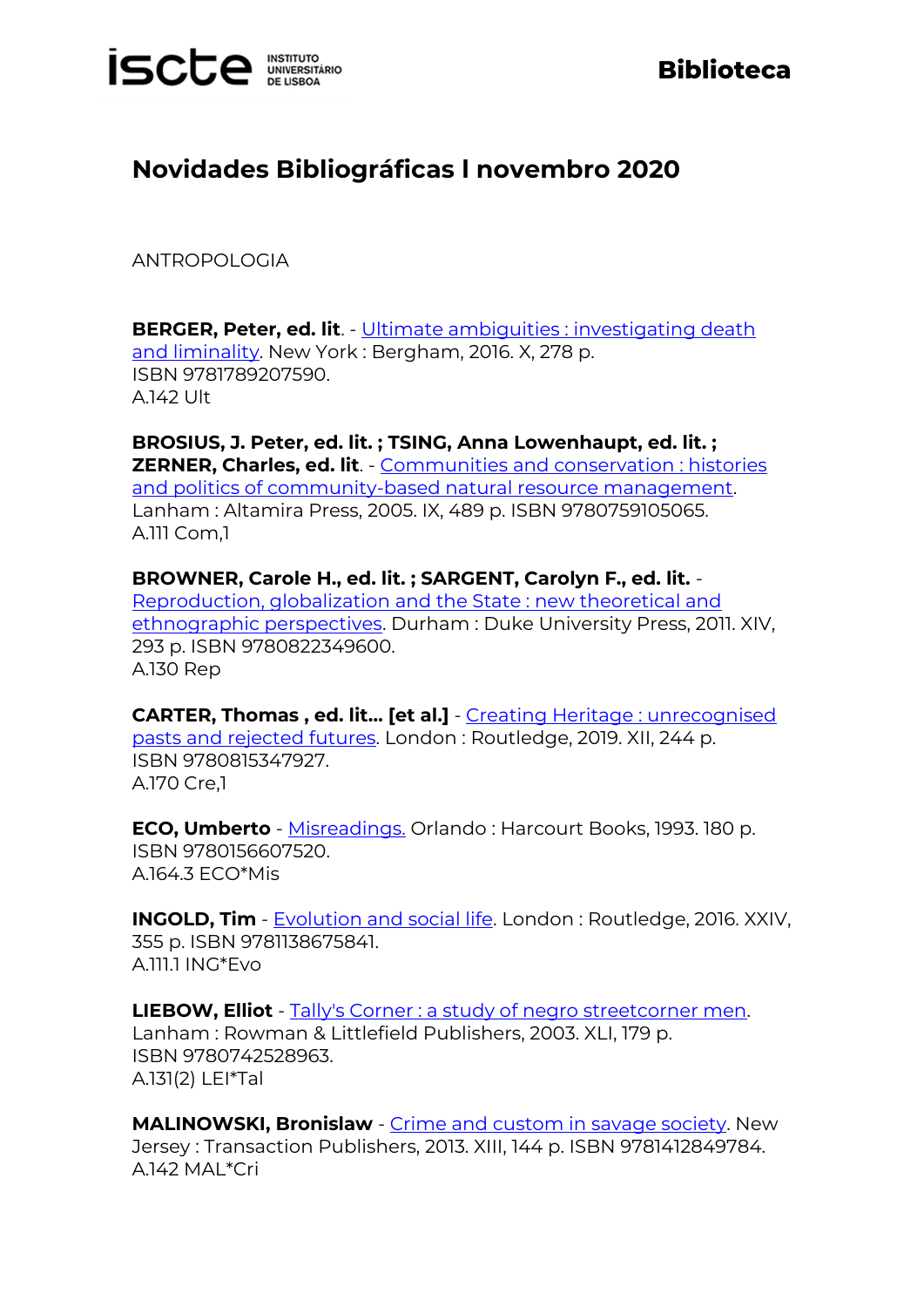# Novidades Bibliográficas I novembro 2020

ANTROPOLOGIA

**BERGER, Peter, ed. lit**. - Ultimate ambiguities : investigating death and liminality. New York : Bergham, 2016. X, 278 p.
ISBN 9781789207590.
A.142 Ult

**BROSIUS, J. Peter, ed. lit. ; TSING, Anna Lowenhaupt, ed. lit. ; ZERNER, Charles, ed. lit**. - Communities and conservation : histories and politics of community-based natural resource management. Lanham : Altamira Press, 2005. IX, 489 p. ISBN 9780759105065.
A.111 Com,1

**BROWNER, Carole H., ed. lit. ; SARGENT, Carolyn F., ed. lit.** - Reproduction, globalization and the State : new theoretical and ethnographic perspectives. Durham : Duke University Press, 2011. XIV, 293 p. ISBN 9780822349600.
A.130 Rep

**CARTER, Thomas , ed. lit... [et al.]** - Creating Heritage : unrecognised pasts and rejected futures. London : Routledge, 2019. XII, 244 p.
ISBN 9780815347927.
A.170 Cre,1

**ECO, Umberto** - Misreadings. Orlando : Harcourt Books, 1993. 180 p.
ISBN 9780156607520.
A.164.3 ECO*Mis

**INGOLD, Tim** - Evolution and social life. London : Routledge, 2016. XXIV, 355 p. ISBN 9781138675841.
A.111.1 ING*Evo

**LIEBOW, Elliot** - Tally's Corner : a study of negro streetcorner men. Lanham : Rowman & Littlefield Publishers, 2003. XLI, 179 p.
ISBN 9780742528963.
A.131(2) LEI*Tal

**MALINOWSKI, Bronislaw** - Crime and custom in savage society. New Jersey : Transaction Publishers, 2013. XIII, 144 p. ISBN 9781412849784.
A.142 MAL*Cri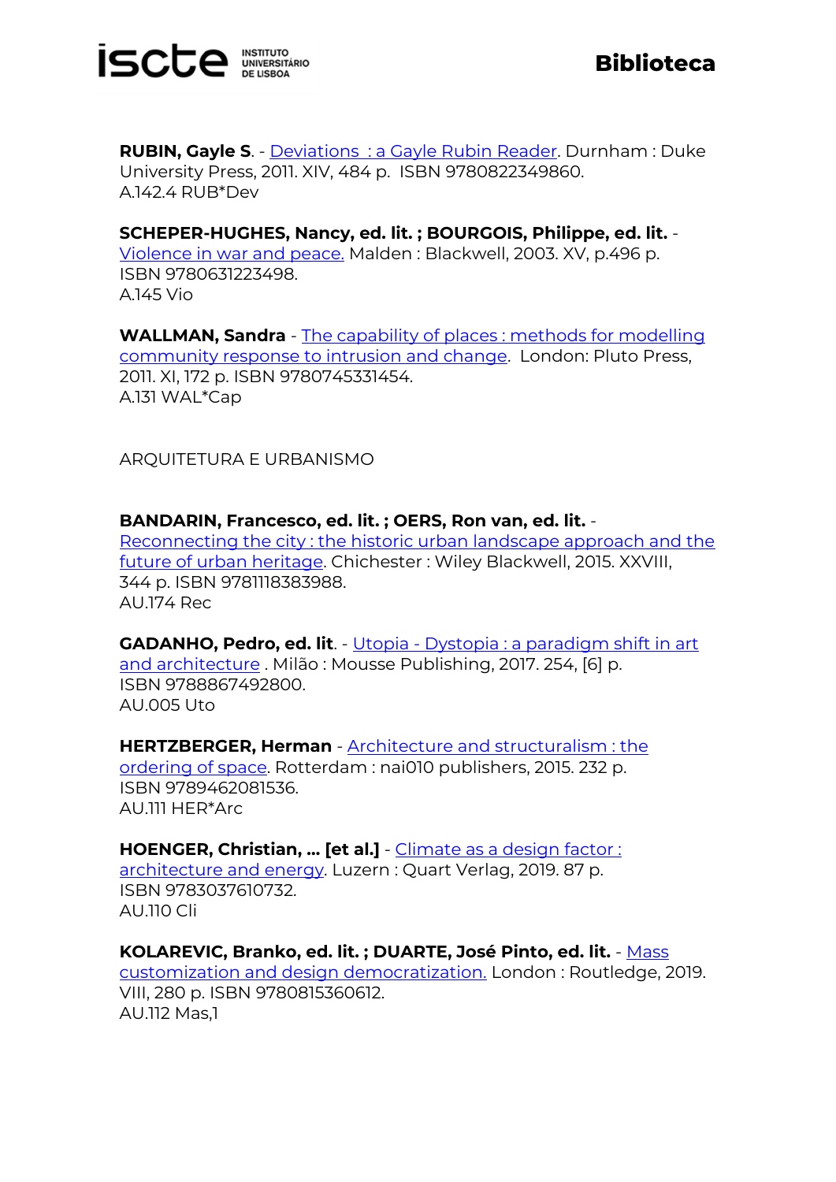**RUBIN, Gayle S**. - Deviations : a Gayle Rubin Reader. Durnham : Duke University Press, 2011. XIV, 484 p. ISBN 9780822349860.
A.142.4 RUB*Dev

**SCHEPER-HUGHES, Nancy, ed. lit. ; BOURGOIS, Philippe, ed. lit.** - Violence in war and peace. Malden : Blackwell, 2003. XV, p.496 p. ISBN 9780631223498.
A.145 Vio

**WALLMAN, Sandra** - The capability of places : methods for modelling community response to intrusion and change. London: Pluto Press, 2011. XI, 172 p. ISBN 9780745331454.
A.131 WAL*Cap

ARQUITETURA E URBANISMO

**BANDARIN, Francesco, ed. lit. ; OERS, Ron van, ed. lit.** - Reconnecting the city : the historic urban landscape approach and the future of urban heritage. Chichester : Wiley Blackwell, 2015. XXVIII, 344 p. ISBN 9781118383988.
AU.174 Rec

**GADANHO, Pedro, ed. lit**. - Utopia - Dystopia : a paradigm shift in art and architecture . Milão : Mousse Publishing, 2017. 254, [6] p. ISBN 9788867492800.
AU.005 Uto

**HERTZBERGER, Herman** - Architecture and structuralism : the ordering of space. Rotterdam : nai010 publishers, 2015. 232 p. ISBN 9789462081536.
AU.111 HER*Arc

**HOENGER, Christian, ... [et al.]** - Climate as a design factor : architecture and energy. Luzern : Quart Verlag, 2019. 87 p. ISBN 9783037610732.
AU.110 Cli

**KOLAREVIC, Branko, ed. lit. ; DUARTE, José Pinto, ed. lit.** - Mass customization and design democratization. London : Routledge, 2019. VIII, 280 p. ISBN 9780815360612.
AU.112 Mas,1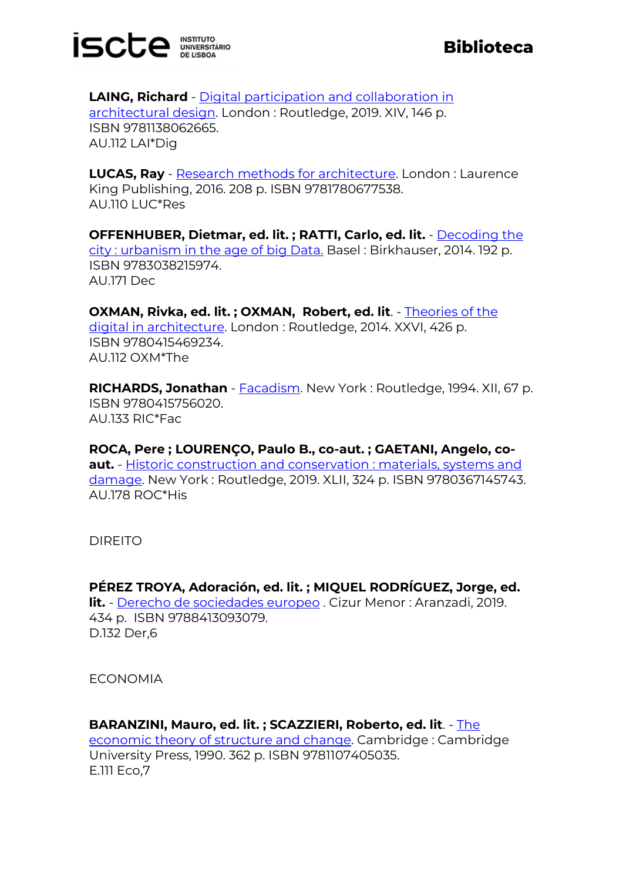**LAING, Richard** - Digital participation and collaboration in architectural design. London : Routledge, 2019. XIV, 146 p. ISBN 9781138062665.
AU.112 LAI*Dig

**LUCAS, Ray** - Research methods for architecture. London : Laurence King Publishing, 2016. 208 p. ISBN 9781780677538.
AU.110 LUC*Res

**OFFENHUBER, Dietmar, ed. lit. ; RATTI, Carlo, ed. lit.** - Decoding the city : urbanism in the age of big Data. Basel : Birkhauser, 2014. 192 p. ISBN 9783038215974.
AU.171 Dec

**OXMAN, Rivka, ed. lit. ; OXMAN, Robert, ed. lit**. - Theories of the digital in architecture. London : Routledge, 2014. XXVI, 426 p. ISBN 9780415469234.
AU.112 OXM*The

**RICHARDS, Jonathan** - Facadism. New York : Routledge, 1994. XII, 67 p. ISBN 9780415756020.
AU.133 RIC*Fac

**ROCA, Pere ; LOURENÇO, Paulo B., co-aut. ; GAETANI, Angelo, co-aut.** - Historic construction and conservation : materials, systems and damage. New York : Routledge, 2019. XLII, 324 p. ISBN 9780367145743.
AU.178 ROC*His

DIREITO

**PÉREZ TROYA, Adoración, ed. lit. ; MIQUEL RODRÍGUEZ, Jorge, ed. lit.** - Derecho de sociedades europeo . Cizur Menor : Aranzadi, 2019. 434 p. ISBN 9788413093079.
D.132 Der,6

ECONOMIA

**BARANZINI, Mauro, ed. lit. ; SCAZZIERI, Roberto, ed. lit**. - The economic theory of structure and change. Cambridge : Cambridge University Press, 1990. 362 p. ISBN 9781107405035.
E.111 Eco,7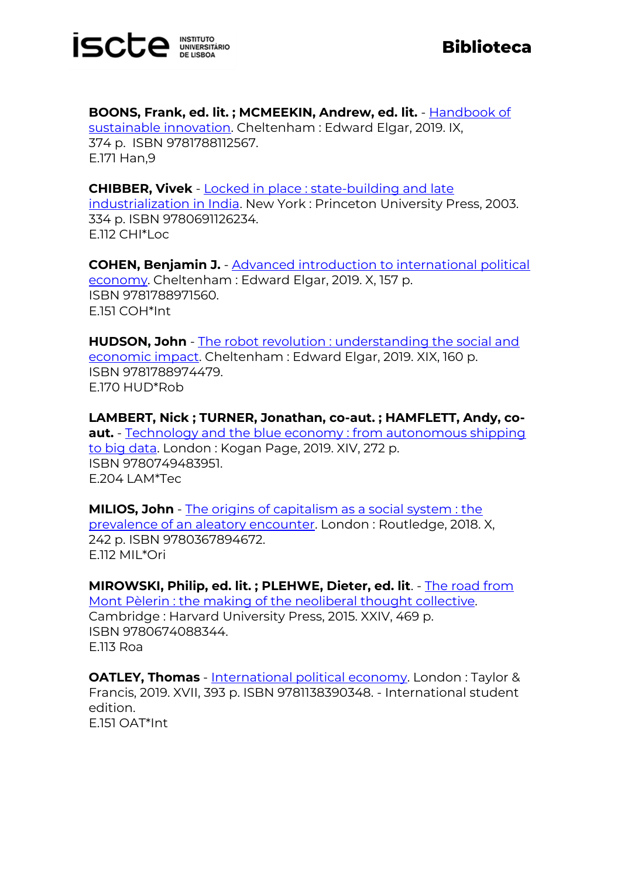**BOONS, Frank, ed. lit. ; MCMEEKIN, Andrew, ed. lit.** - Handbook of sustainable innovation. Cheltenham : Edward Elgar, 2019. IX, 374 p. ISBN 9781788112567.
E.171 Han,9

**CHIBBER, Vivek** - Locked in place : state-building and late industrialization in India. New York : Princeton University Press, 2003. 334 p. ISBN 9780691126234.
E.112 CHI*Loc

**COHEN, Benjamin J.** - Advanced introduction to international political economy. Cheltenham : Edward Elgar, 2019. X, 157 p.
ISBN 9781788971560.
E.151 COH*Int

**HUDSON, John** - The robot revolution : understanding the social and economic impact. Cheltenham : Edward Elgar, 2019. XIX, 160 p.
ISBN 9781788974479.
E.170 HUD*Rob

**LAMBERT, Nick ; TURNER, Jonathan, co-aut. ; HAMFLETT, Andy, co-aut.** - Technology and the blue economy : from autonomous shipping to big data. London : Kogan Page, 2019. XIV, 272 p.
ISBN 9780749483951.
E.204 LAM*Tec

**MILIOS, John** - The origins of capitalism as a social system : the prevalence of an aleatory encounter. London : Routledge, 2018. X, 242 p. ISBN 9780367894672.
E.112 MIL*Ori

**MIROWSKI, Philip, ed. lit. ; PLEHWE, Dieter, ed. lit**. - The road from Mont Pèlerin : the making of the neoliberal thought collective. Cambridge : Harvard University Press, 2015. XXIV, 469 p.
ISBN 9780674088344.
E.113 Roa

**OATLEY, Thomas** - International political economy. London : Taylor & Francis, 2019. XVII, 393 p. ISBN 9781138390348. - International student edition.
E.151 OAT*Int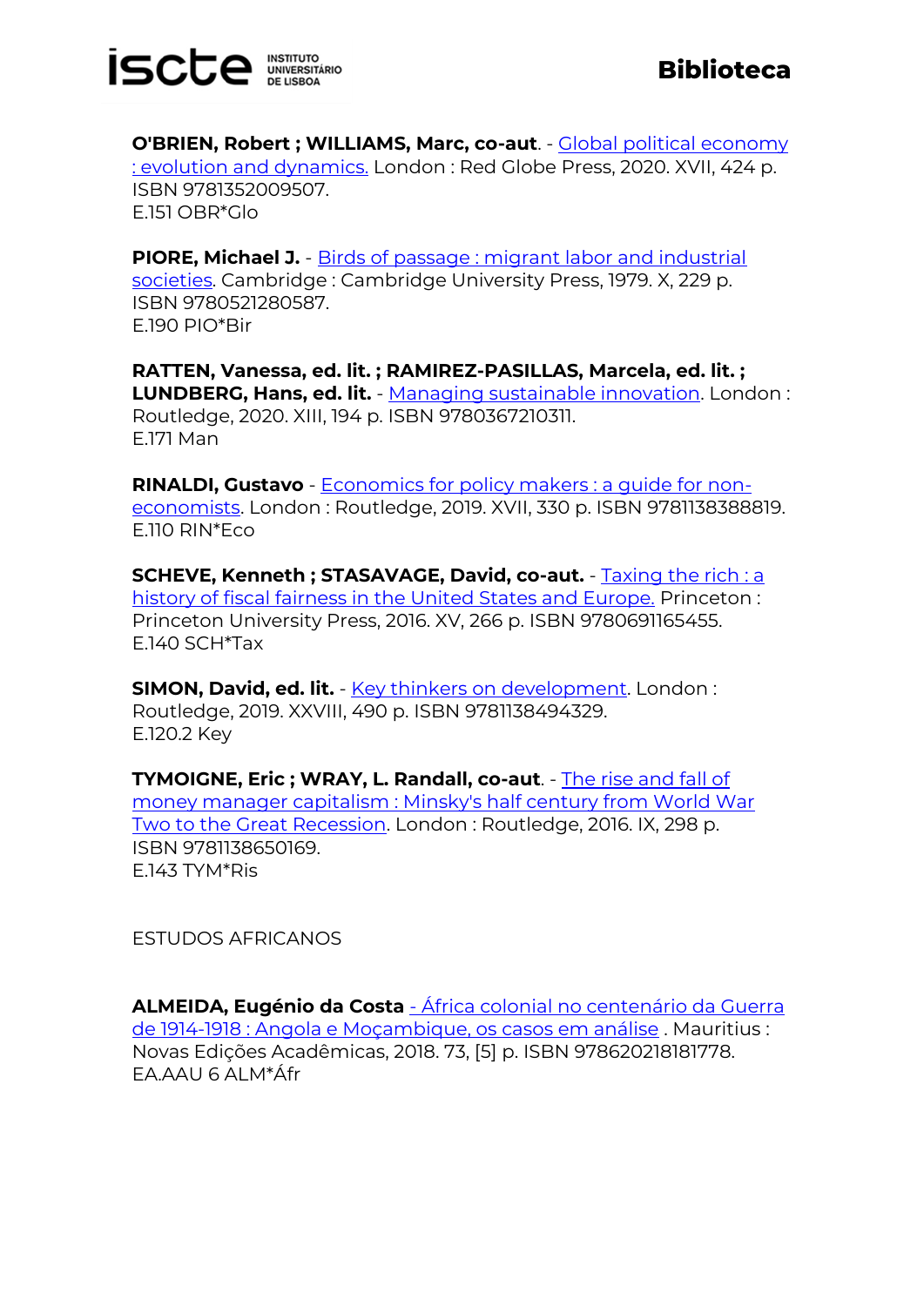**O'BRIEN, Robert ; WILLIAMS, Marc, co-aut**. - Global political economy : evolution and dynamics. London : Red Globe Press, 2020. XVII, 424 p. ISBN 9781352009507.
E.151 OBR*Glo

**PIORE, Michael J.** - Birds of passage : migrant labor and industrial societies. Cambridge : Cambridge University Press, 1979. X, 229 p. ISBN 9780521280587.
E.190 PIO*Bir

**RATTEN, Vanessa, ed. lit. ; RAMIREZ-PASILLAS, Marcela, ed. lit. ; LUNDBERG, Hans, ed. lit.** - Managing sustainable innovation. London : Routledge, 2020. XIII, 194 p. ISBN 9780367210311.
E.171 Man

**RINALDI, Gustavo** - Economics for policy makers : a guide for non-economists. London : Routledge, 2019. XVII, 330 p. ISBN 9781138388819.
E.110 RIN*Eco

**SCHEVE, Kenneth ; STASAVAGE, David, co-aut.** - Taxing the rich : a history of fiscal fairness in the United States and Europe. Princeton : Princeton University Press, 2016. XV, 266 p. ISBN 9780691165455.
E.140 SCH*Tax

**SIMON, David, ed. lit.** - Key thinkers on development. London : Routledge, 2019. XXVIII, 490 p. ISBN 9781138494329.
E.120.2 Key

**TYMOIGNE, Eric ; WRAY, L. Randall, co-aut**. - The rise and fall of money manager capitalism : Minsky's half century from World War Two to the Great Recession. London : Routledge, 2016. IX, 298 p. ISBN 9781138650169.
E.143 TYM*Ris

ESTUDOS AFRICANOS

**ALMEIDA, Eugénio da Costa** - África colonial no centenário da Guerra de 1914-1918 : Angola e Moçambique, os casos em análise . Mauritius : Novas Edições Acadêmicas, 2018. 73, [5] p. ISBN 9786202181778.
EA.AAU 6 ALM*Áfr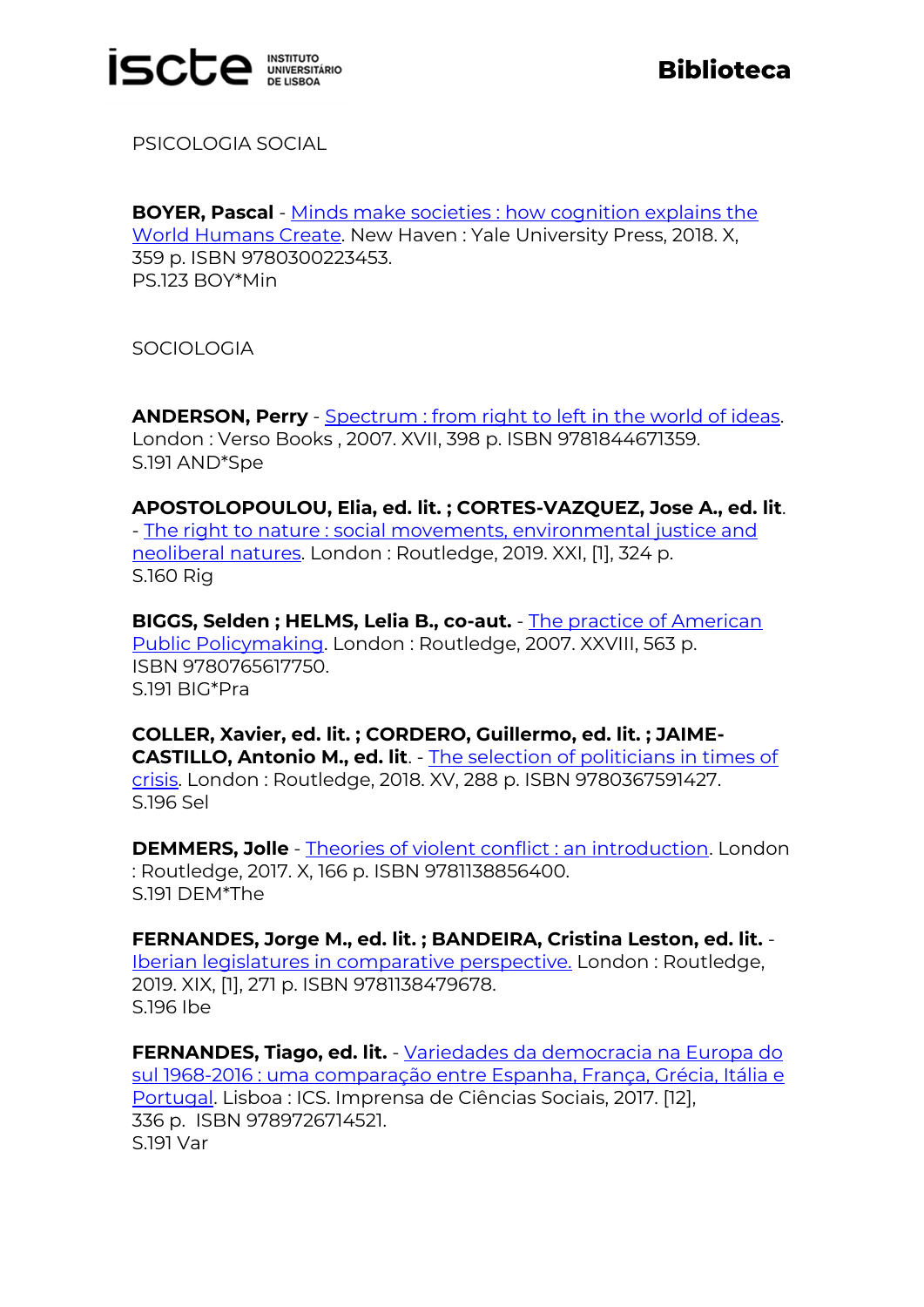PSICOLOGIA SOCIAL

**BOYER, Pascal** - Minds make societies : how cognition explains the World Humans Create. New Haven : Yale University Press, 2018. X, 359 p. ISBN 9780300223453.
PS.123 BOY*Min

SOCIOLOGIA

**ANDERSON, Perry** - Spectrum : from right to left in the world of ideas. London : Verso Books , 2007. XVII, 398 p. ISBN 9781844671359.
S.191 AND*Spe

**APOSTOLOPOULOU, Elia, ed. lit. ; CORTES-VAZQUEZ, Jose A., ed. lit**. - The right to nature : social movements, environmental justice and neoliberal natures. London : Routledge, 2019. XXI, [1], 324 p.
S.160 Rig

**BIGGS, Selden ; HELMS, Lelia B., co-aut.** - The practice of American Public Policymaking. London : Routledge, 2007. XXVIII, 563 p. ISBN 9780765617750.
S.191 BIG*Pra

**COLLER, Xavier, ed. lit. ; CORDERO, Guillermo, ed. lit. ; JAIME-CASTILLO, Antonio M., ed. lit**. - The selection of politicians in times of crisis. London : Routledge, 2018. XV, 288 p. ISBN 9780367591427.
S.196 Sel

**DEMMERS, Jolle** - Theories of violent conflict : an introduction. London : Routledge, 2017. X, 166 p. ISBN 9781138856400.
S.191 DEM*The

**FERNANDES, Jorge M., ed. lit. ; BANDEIRA, Cristina Leston, ed. lit.** - Iberian legislatures in comparative perspective. London : Routledge, 2019. XIX, [1], 271 p. ISBN 9781138479678.
S.196 Ibe

**FERNANDES, Tiago, ed. lit.** - Variedades da democracia na Europa do sul 1968-2016 : uma comparação entre Espanha, França, Grécia, Itália e Portugal. Lisboa : ICS. Imprensa de Ciências Sociais, 2017. [12], 336 p. ISBN 9789726714521.
S.191 Var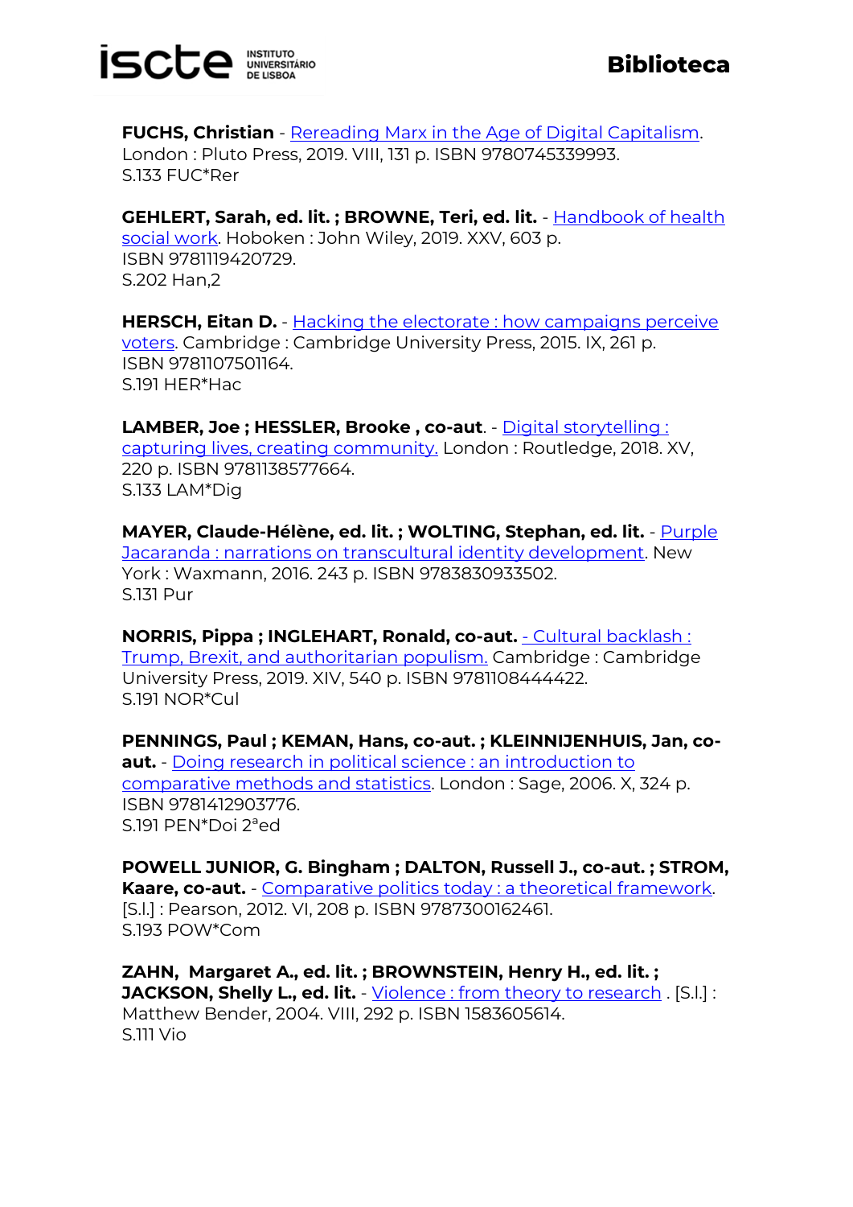**FUCHS, Christian** - Rereading Marx in the Age of Digital Capitalism. London : Pluto Press, 2019. VIII, 131 p. ISBN 9780745339993.
S.133 FUC*Rer

**GEHLERT, Sarah, ed. lit. ; BROWNE, Teri, ed. lit.** - Handbook of health social work. Hoboken : John Wiley, 2019. XXV, 603 p.
ISBN 9781119420729.
S.202 Han,2

**HERSCH, Eitan D.** - Hacking the electorate : how campaigns perceive voters. Cambridge : Cambridge University Press, 2015. IX, 261 p.
ISBN 9781107501164.
S.191 HER*Hac

**LAMBER, Joe ; HESSLER, Brooke , co-aut**. - Digital storytelling : capturing lives, creating community. London : Routledge, 2018. XV, 220 p. ISBN 9781138577664.
S.133 LAM*Dig

**MAYER, Claude-Hélène, ed. lit. ; WOLTING, Stephan, ed. lit.** - Purple Jacaranda : narrations on transcultural identity development. New York : Waxmann, 2016. 243 p. ISBN 9783830933502.
S.131 Pur

**NORRIS, Pippa ; INGLEHART, Ronald, co-aut.** - Cultural backlash : Trump, Brexit, and authoritarian populism. Cambridge : Cambridge University Press, 2019. XIV, 540 p. ISBN 9781108444422.
S.191 NOR*Cul

**PENNINGS, Paul ; KEMAN, Hans, co-aut. ; KLEINNIJENHUIS, Jan, co-aut.** - Doing research in political science : an introduction to comparative methods and statistics. London : Sage, 2006. X, 324 p.
ISBN 9781412903776.
S.191 PEN*Doi 2ªed

**POWELL JUNIOR, G. Bingham ; DALTON, Russell J., co-aut. ; STROM, Kaare, co-aut.** - Comparative politics today : a theoretical framework. [S.l.] : Pearson, 2012. VI, 208 p. ISBN 9787300162461.
S.193 POW*Com

**ZAHN, Margaret A., ed. lit. ; BROWNSTEIN, Henry H., ed. lit. ; JACKSON, Shelly L., ed. lit.** - Violence : from theory to research . [S.l.] : Matthew Bender, 2004. VIII, 292 p. ISBN 1583605614.
S.111 Vio